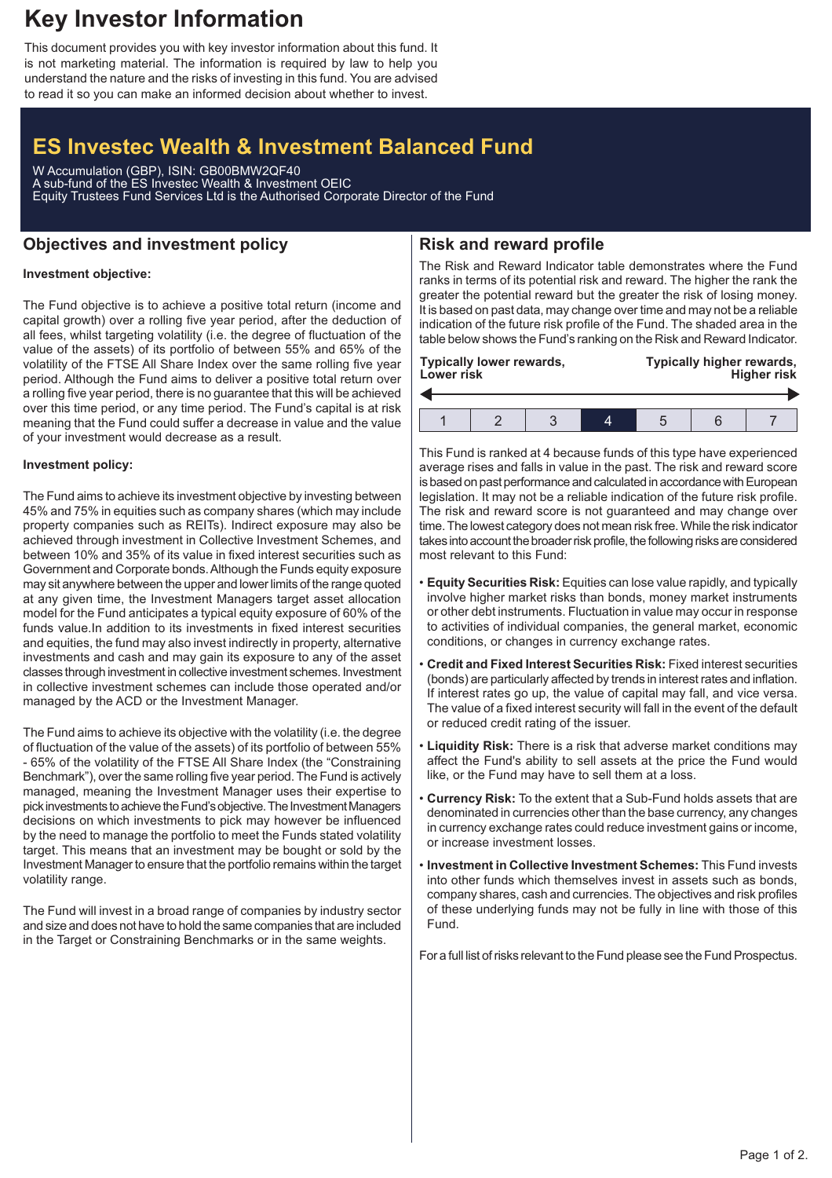# Key Investor Information

This document provides you with key investor information about this fund. It is not marketing material. The information is required by law to help you understand the nature and the risks of investing in this fund. You are advised to read it so you can make an informed decision about whether to invest.

## ES Investec Wealth & Investment Balanced Fund

W Accumulation (GBP), ISIN: GB00BMW2QF40
A sub-fund of the ES Investec Wealth & Investment OEIC
Equity Trustees Fund Services Ltd is the Authorised Corporate Director of the Fund

## Objectives and investment policy

**Investment objective:**

The Fund objective is to achieve a positive total return (income and capital growth) over a rolling five year period, after the deduction of all fees, whilst targeting volatility (i.e. the degree of fluctuation of the value of the assets) of its portfolio of between 55% and 65% of the volatility of the FTSE All Share Index over the same rolling five year period. Although the Fund aims to deliver a positive total return over a rolling five year period, there is no guarantee that this will be achieved over this time period, or any time period. The Fund's capital is at risk meaning that the Fund could suffer a decrease in value and the value of your investment would decrease as a result.

**Investment policy:**

The Fund aims to achieve its investment objective by investing between 45% and 75% in equities such as company shares (which may include property companies such as REITs). Indirect exposure may also be achieved through investment in Collective Investment Schemes, and between 10% and 35% of its value in fixed interest securities such as Government and Corporate bonds. Although the Funds equity exposure may sit anywhere between the upper and lower limits of the range quoted at any given time, the Investment Managers target asset allocation model for the Fund anticipates a typical equity exposure of 60% of the funds value.In addition to its investments in fixed interest securities and equities, the fund may also invest indirectly in property, alternative investments and cash and may gain its exposure to any of the asset classes through investment in collective investment schemes. Investment in collective investment schemes can include those operated and/or managed by the ACD or the Investment Manager.

The Fund aims to achieve its objective with the volatility (i.e. the degree of fluctuation of the value of the assets) of its portfolio of between 55% - 65% of the volatility of the FTSE All Share Index (the "Constraining Benchmark"), over the same rolling five year period. The Fund is actively managed, meaning the Investment Manager uses their expertise to pick investments to achieve the Fund's objective. The Investment Managers decisions on which investments to pick may however be influenced by the need to manage the portfolio to meet the Funds stated volatility target. This means that an investment may be bought or sold by the Investment Manager to ensure that the portfolio remains within the target volatility range.

The Fund will invest in a broad range of companies by industry sector and size and does not have to hold the same companies that are included in the Target or Constraining Benchmarks or in the same weights.

## Risk and reward profile

The Risk and Reward Indicator table demonstrates where the Fund ranks in terms of its potential risk and reward. The higher the rank the greater the potential reward but the greater the risk of losing money. It is based on past data, may change over time and may not be a reliable indication of the future risk profile of the Fund. The shaded area in the table below shows the Fund's ranking on the Risk and Reward Indicator.

**Typically lower rewards, Lower risk** ← → **Typically higher rewards, Higher risk**

| 1 | 2 | 3 | **4** | 5 | 6 | 7 |
|---|---|---|---|---|---|---|

This Fund is ranked at 4 because funds of this type have experienced average rises and falls in value in the past. The risk and reward score is based on past performance and calculated in accordance with European legislation. It may not be a reliable indication of the future risk profile. The risk and reward score is not guaranteed and may change over time. The lowest category does not mean risk free. While the risk indicator takes into account the broader risk profile, the following risks are considered most relevant to this Fund:

- **Equity Securities Risk:** Equities can lose value rapidly, and typically involve higher market risks than bonds, money market instruments or other debt instruments. Fluctuation in value may occur in response to activities of individual companies, the general market, economic conditions, or changes in currency exchange rates.
- **Credit and Fixed Interest Securities Risk:** Fixed interest securities (bonds) are particularly affected by trends in interest rates and inflation. If interest rates go up, the value of capital may fall, and vice versa. The value of a fixed interest security will fall in the event of the default or reduced credit rating of the issuer.
- **Liquidity Risk:** There is a risk that adverse market conditions may affect the Fund's ability to sell assets at the price the Fund would like, or the Fund may have to sell them at a loss.
- **Currency Risk:** To the extent that a Sub-Fund holds assets that are denominated in currencies other than the base currency, any changes in currency exchange rates could reduce investment gains or income, or increase investment losses.
- **Investment in Collective Investment Schemes:** This Fund invests into other funds which themselves invest in assets such as bonds, company shares, cash and currencies. The objectives and risk profiles of these underlying funds may not be fully in line with those of this Fund.

For a full list of risks relevant to the Fund please see the Fund Prospectus.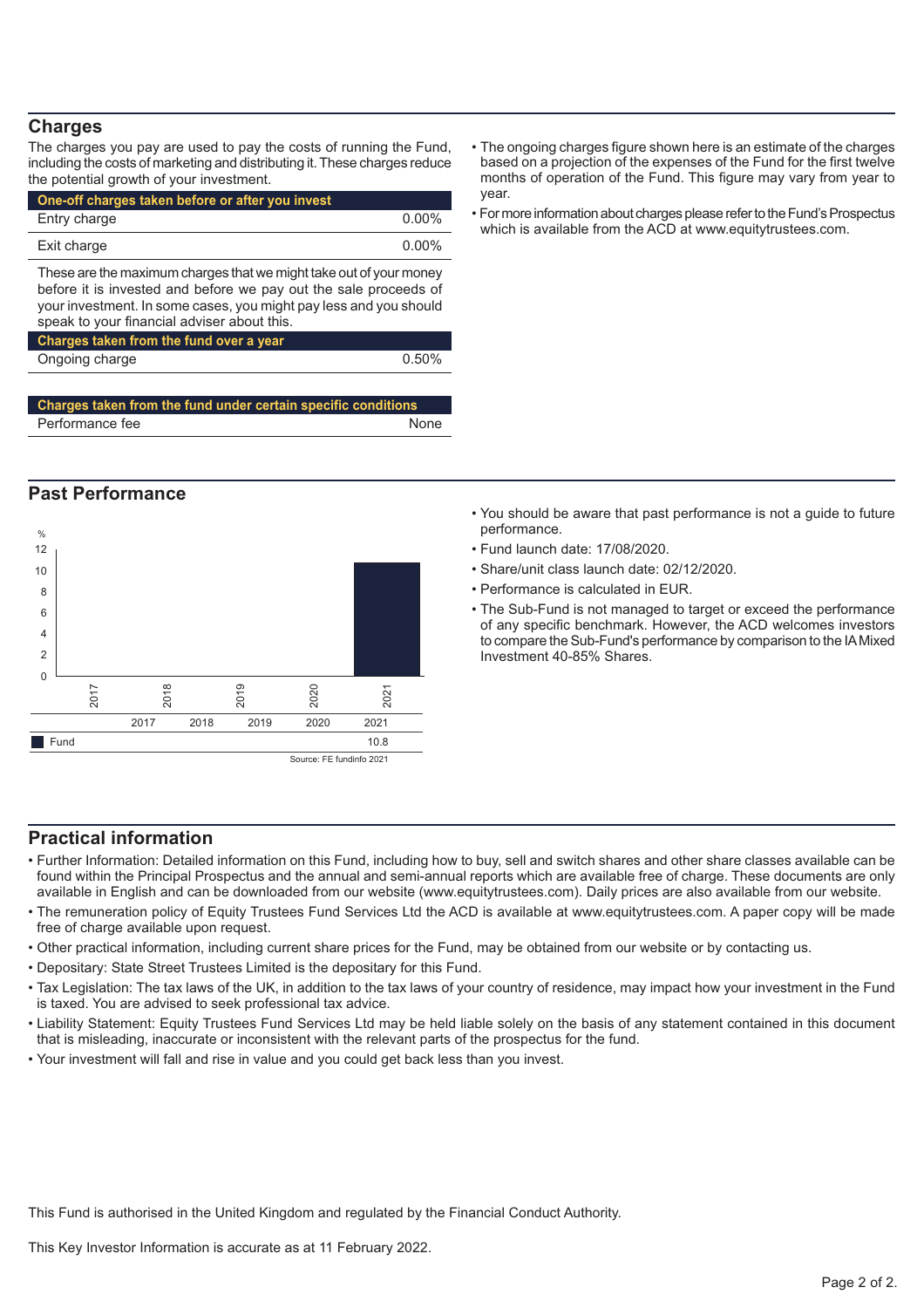## Charges

The charges you pay are used to pay the costs of running the Fund, including the costs of marketing and distributing it. These charges reduce the potential growth of your investment.

| | |
|---|---|
| **One-off charges taken before or after you invest** | |
| Entry charge | 0.00% |
| Exit charge | 0.00% |
| These are the maximum charges that we might take out of your money before it is invested and before we pay out the sale proceeds of your investment. In some cases, you might pay less and you should speak to your financial adviser about this. | |
| **Charges taken from the fund over a year** | |
| Ongoing charge | 0.50% |
| **Charges taken from the fund under certain specific conditions** | |
| Performance fee | None |

- The ongoing charges figure shown here is an estimate of the charges based on a projection of the expenses of the Fund for the first twelve months of operation of the Fund. This figure may vary from year to year.
- For more information about charges please refer to the Fund's Prospectus which is available from the ACD at www.equitytrustees.com.

## Past Performance

%

12
10
8
6
4
2
0

2017 2018 2019 2020 2021

2017 2018 2019 2020 2021

Fund 10.8

Source: FE fundinfo 2021

- You should be aware that past performance is not a guide to future performance.
- Fund launch date: 17/08/2020.
- Share/unit class launch date: 02/12/2020.
- Performance is calculated in EUR.
- The Sub-Fund is not managed to target or exceed the performance of any specific benchmark. However, the ACD welcomes investors to compare the Sub-Fund's performance by comparison to the IA Mixed Investment 40-85% Shares.

## Practical information

- Further Information: Detailed information on this Fund, including how to buy, sell and switch shares and other share classes available can be found within the Principal Prospectus and the annual and semi-annual reports which are available free of charge. These documents are only available in English and can be downloaded from our website (www.equitytrustees.com). Daily prices are also available from our website.
- The remuneration policy of Equity Trustees Fund Services Ltd the ACD is available at www.equitytrustees.com. A paper copy will be made free of charge available upon request.
- Other practical information, including current share prices for the Fund, may be obtained from our website or by contacting us.
- Depositary: State Street Trustees Limited is the depositary for this Fund.
- Tax Legislation: The tax laws of the UK, in addition to the tax laws of your country of residence, may impact how your investment in the Fund is taxed. You are advised to seek professional tax advice.
- Liability Statement: Equity Trustees Fund Services Ltd may be held liable solely on the basis of any statement contained in this document that is misleading, inaccurate or inconsistent with the relevant parts of the prospectus for the fund.
- Your investment will fall and rise in value and you could get back less than you invest.

This Fund is authorised in the United Kingdom and regulated by the Financial Conduct Authority.

This Key Investor Information is accurate as at 11 February 2022.